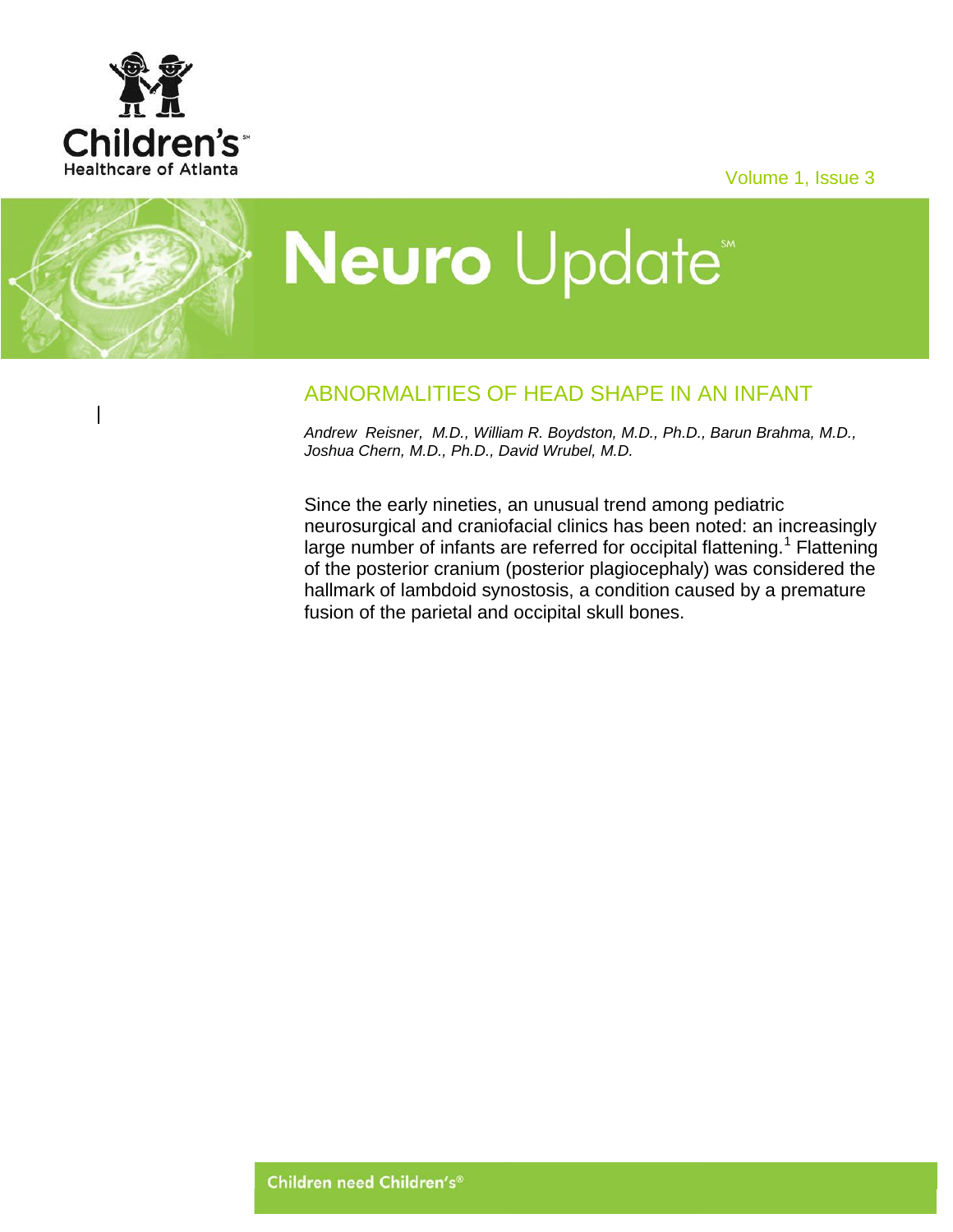Children's Healthcare of Atlanta

Volume 1, Issue 3

# Neuro Update

## ABNORMALITIES OF HEAD SHAPE IN AN INFANT

*Andrew Reisner, M.D., William R. Boydston, M.D., Ph.D., Barun Brahma, M.D., Joshua Chern, M.D., Ph.D., David Wrubel, M.D.*

Since the early nineties, an unusual trend among pediatric neurosurgical and craniofacial clinics has been noted: an increasingly large number of infants are referred for occipital flattening.[1] Flattening of the posterior cranium (posterior plagiocephaly) was considered the hallmark of lambdoid synostosis, a condition caused by a premature fusion of the parietal and occipital skull bones.

Children need Children's®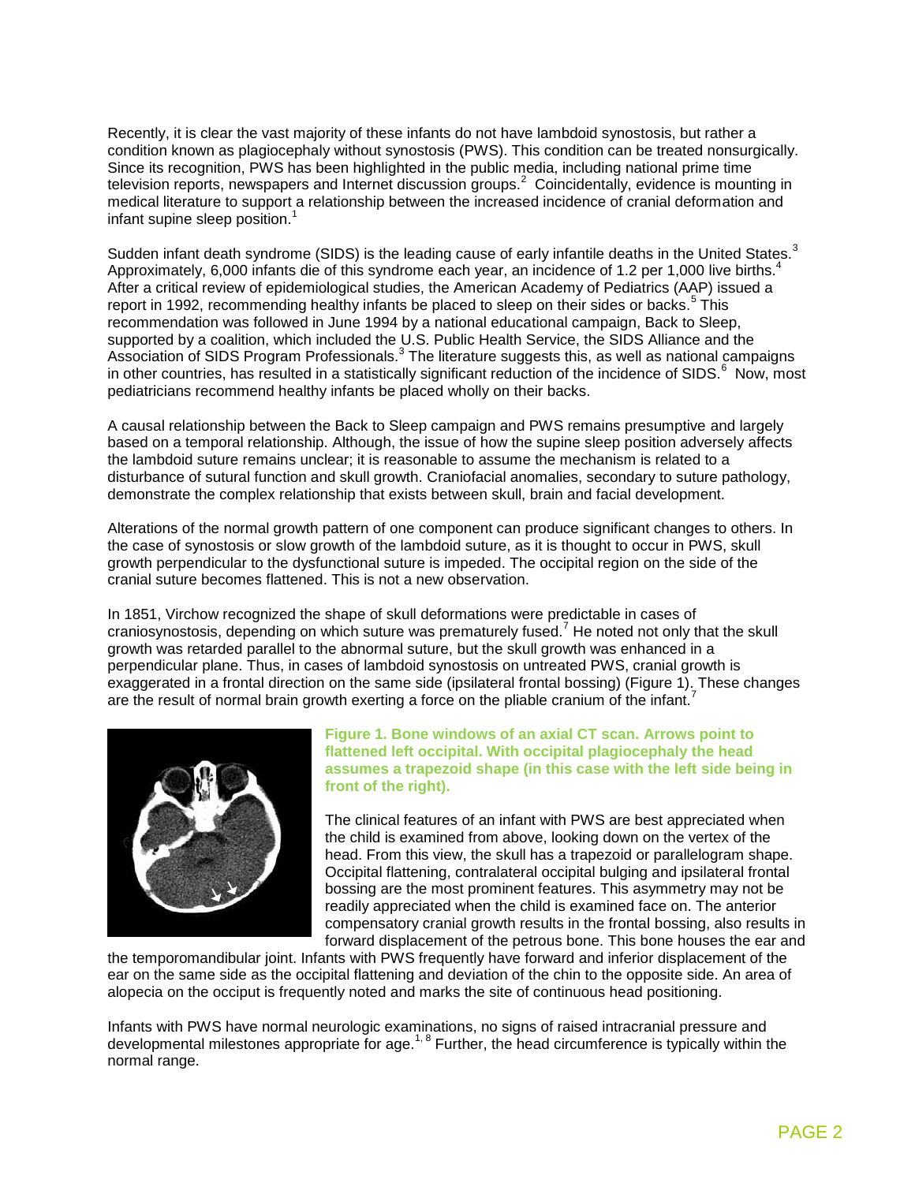Recently, it is clear the vast majority of these infants do not have lambdoid synostosis, but rather a condition known as plagiocephaly without synostosis (PWS). This condition can be treated nonsurgically. Since its recognition, PWS has been highlighted in the public media, including national prime time television reports, newspapers and Internet discussion groups.[2] Coincidentally, evidence is mounting in medical literature to support a relationship between the increased incidence of cranial deformation and infant supine sleep position.[1]

Sudden infant death syndrome (SIDS) is the leading cause of early infantile deaths in the United States.[3] Approximately, 6,000 infants die of this syndrome each year, an incidence of 1.2 per 1,000 live births.[4] After a critical review of epidemiological studies, the American Academy of Pediatrics (AAP) issued a report in 1992, recommending healthy infants be placed to sleep on their sides or backs.[5] This recommendation was followed in June 1994 by a national educational campaign, Back to Sleep, supported by a coalition, which included the U.S. Public Health Service, the SIDS Alliance and the Association of SIDS Program Professionals.[3] The literature suggests this, as well as national campaigns in other countries, has resulted in a statistically significant reduction of the incidence of SIDS.[6] Now, most pediatricians recommend healthy infants be placed wholly on their backs.

A causal relationship between the Back to Sleep campaign and PWS remains presumptive and largely based on a temporal relationship. Although, the issue of how the supine sleep position adversely affects the lambdoid suture remains unclear; it is reasonable to assume the mechanism is related to a disturbance of sutural function and skull growth. Craniofacial anomalies, secondary to suture pathology, demonstrate the complex relationship that exists between skull, brain and facial development.

Alterations of the normal growth pattern of one component can produce significant changes to others. In the case of synostosis or slow growth of the lambdoid suture, as it is thought to occur in PWS, skull growth perpendicular to the dysfunctional suture is impeded. The occipital region on the side of the cranial suture becomes flattened. This is not a new observation.

In 1851, Virchow recognized the shape of skull deformations were predictable in cases of craniosynostosis, depending on which suture was prematurely fused.[7] He noted not only that the skull growth was retarded parallel to the abnormal suture, but the skull growth was enhanced in a perpendicular plane. Thus, in cases of lambdoid synostosis on untreated PWS, cranial growth is exaggerated in a frontal direction on the same side (ipsilateral frontal bossing) (Figure 1). These changes are the result of normal brain growth exerting a force on the pliable cranium of the infant.[7]

**Figure 1. Bone windows of an axial CT scan. Arrows point to flattened left occipital. With occipital plagiocephaly the head assumes a trapezoid shape (in this case with the left side being in front of the right).**

The clinical features of an infant with PWS are best appreciated when the child is examined from above, looking down on the vertex of the head. From this view, the skull has a trapezoid or parallelogram shape. Occipital flattening, contralateral occipital bulging and ipsilateral frontal bossing are the most prominent features. This asymmetry may not be readily appreciated when the child is examined face on. The anterior compensatory cranial growth results in the frontal bossing, also results in forward displacement of the petrous bone. This bone houses the ear and the temporomandibular joint. Infants with PWS frequently have forward and inferior displacement of the ear on the same side as the occipital flattening and deviation of the chin to the opposite side. An area of alopecia on the occiput is frequently noted and marks the site of continuous head positioning.

Infants with PWS have normal neurologic examinations, no signs of raised intracranial pressure and developmental milestones appropriate for age.[1, 8] Further, the head circumference is typically within the normal range.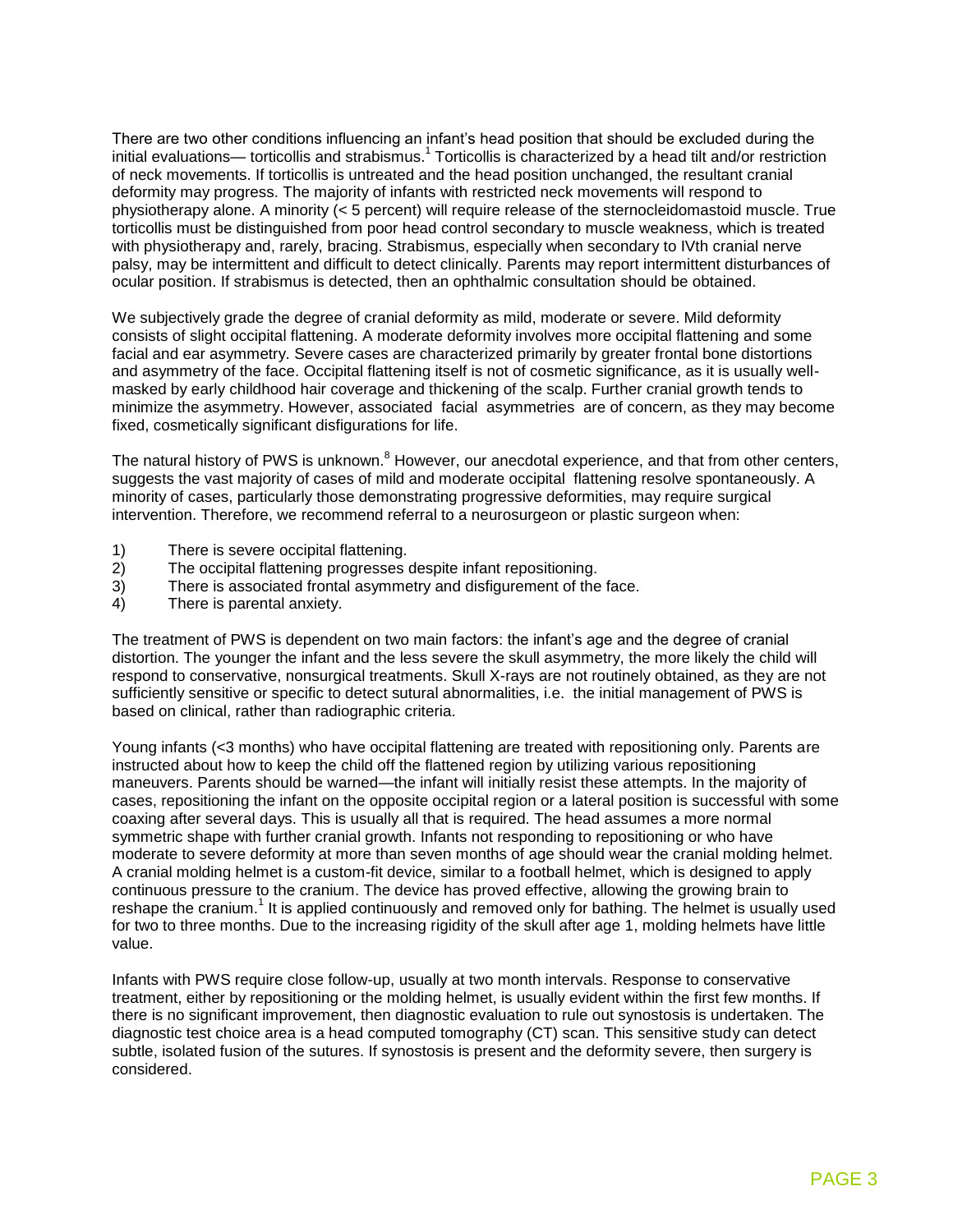There are two other conditions influencing an infant's head position that should be excluded during the initial evaluations— torticollis and strabismus.[1] Torticollis is characterized by a head tilt and/or restriction of neck movements. If torticollis is untreated and the head position unchanged, the resultant cranial deformity may progress. The majority of infants with restricted neck movements will respond to physiotherapy alone. A minority (< 5 percent) will require release of the sternocleidomastoid muscle. True torticollis must be distinguished from poor head control secondary to muscle weakness, which is treated with physiotherapy and, rarely, bracing. Strabismus, especially when secondary to IVth cranial nerve palsy, may be intermittent and difficult to detect clinically. Parents may report intermittent disturbances of ocular position. If strabismus is detected, then an ophthalmic consultation should be obtained.

We subjectively grade the degree of cranial deformity as mild, moderate or severe. Mild deformity consists of slight occipital flattening. A moderate deformity involves more occipital flattening and some facial and ear asymmetry. Severe cases are characterized primarily by greater frontal bone distortions and asymmetry of the face. Occipital flattening itself is not of cosmetic significance, as it is usually well-masked by early childhood hair coverage and thickening of the scalp. Further cranial growth tends to minimize the asymmetry. However, associated facial asymmetries are of concern, as they may become fixed, cosmetically significant disfigurations for life.

The natural history of PWS is unknown.[8] However, our anecdotal experience, and that from other centers, suggests the vast majority of cases of mild and moderate occipital flattening resolve spontaneously. A minority of cases, particularly those demonstrating progressive deformities, may require surgical intervention. Therefore, we recommend referral to a neurosurgeon or plastic surgeon when:

1) There is severe occipital flattening.
2) The occipital flattening progresses despite infant repositioning.
3) There is associated frontal asymmetry and disfigurement of the face.
4) There is parental anxiety.

The treatment of PWS is dependent on two main factors: the infant's age and the degree of cranial distortion. The younger the infant and the less severe the skull asymmetry, the more likely the child will respond to conservative, nonsurgical treatments. Skull X-rays are not routinely obtained, as they are not sufficiently sensitive or specific to detect sutural abnormalities, i.e. the initial management of PWS is based on clinical, rather than radiographic criteria.

Young infants (<3 months) who have occipital flattening are treated with repositioning only. Parents are instructed about how to keep the child off the flattened region by utilizing various repositioning maneuvers. Parents should be warned—the infant will initially resist these attempts. In the majority of cases, repositioning the infant on the opposite occipital region or a lateral position is successful with some coaxing after several days. This is usually all that is required. The head assumes a more normal symmetric shape with further cranial growth. Infants not responding to repositioning or who have moderate to severe deformity at more than seven months of age should wear the cranial molding helmet. A cranial molding helmet is a custom-fit device, similar to a football helmet, which is designed to apply continuous pressure to the cranium. The device has proved effective, allowing the growing brain to reshape the cranium.[1] It is applied continuously and removed only for bathing. The helmet is usually used for two to three months. Due to the increasing rigidity of the skull after age 1, molding helmets have little value.

Infants with PWS require close follow-up, usually at two month intervals. Response to conservative treatment, either by repositioning or the molding helmet, is usually evident within the first few months. If there is no significant improvement, then diagnostic evaluation to rule out synostosis is undertaken. The diagnostic test choice area is a head computed tomography (CT) scan. This sensitive study can detect subtle, isolated fusion of the sutures. If synostosis is present and the deformity severe, then surgery is considered.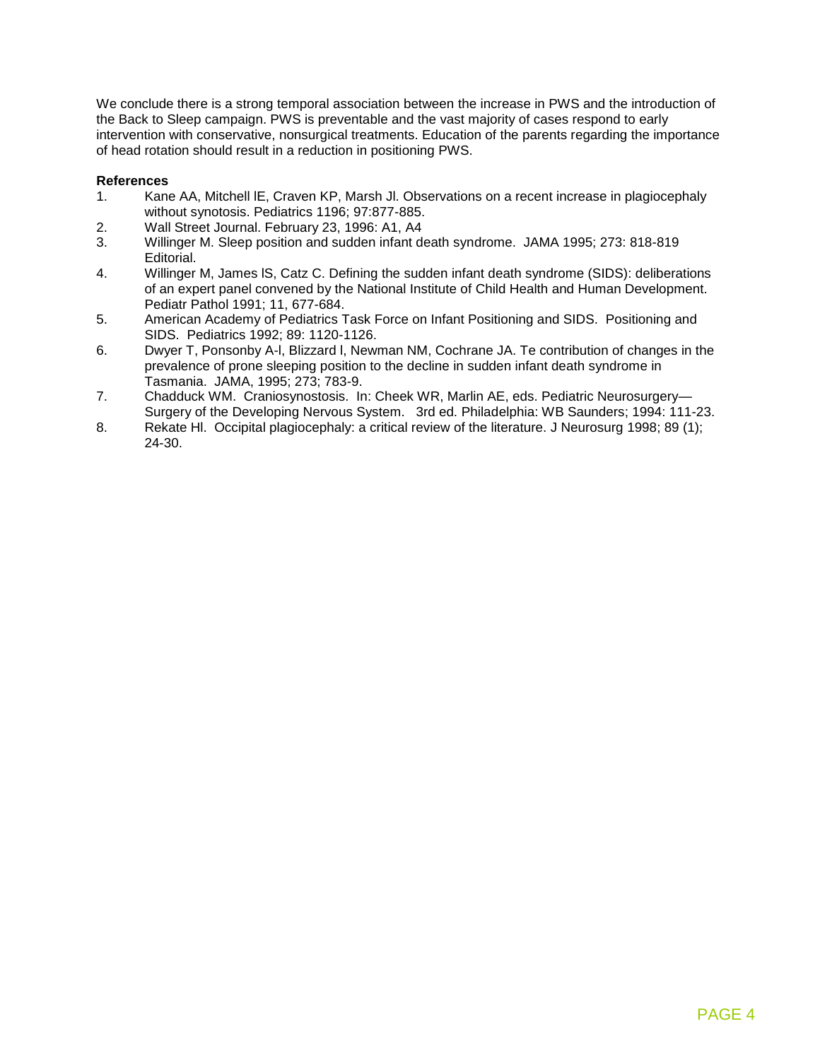We conclude there is a strong temporal association between the increase in PWS and the introduction of the Back to Sleep campaign. PWS is preventable and the vast majority of cases respond to early intervention with conservative, nonsurgical treatments. Education of the parents regarding the importance of head rotation should result in a reduction in positioning PWS.

**References**

1. Kane AA, Mitchell lE, Craven KP, Marsh Jl. Observations on a recent increase in plagiocephaly without synotosis. Pediatrics 1196; 97:877-885.
2. Wall Street Journal. February 23, 1996: A1, A4
3. Willinger M. Sleep position and sudden infant death syndrome. JAMA 1995; 273: 818-819 Editorial.
4. Willinger M, James lS, Catz C. Defining the sudden infant death syndrome (SIDS): deliberations of an expert panel convened by the National Institute of Child Health and Human Development. Pediatr Pathol 1991; 11, 677-684.
5. American Academy of Pediatrics Task Force on Infant Positioning and SIDS. Positioning and SIDS. Pediatrics 1992; 89: 1120-1126.
6. Dwyer T, Ponsonby A-l, Blizzard l, Newman NM, Cochrane JA. Te contribution of changes in the prevalence of prone sleeping position to the decline in sudden infant death syndrome in Tasmania. JAMA, 1995; 273; 783-9.
7. Chadduck WM. Craniosynostosis. In: Cheek WR, Marlin AE, eds. Pediatric Neurosurgery—Surgery of the Developing Nervous System. 3rd ed. Philadelphia: WB Saunders; 1994: 111-23.
8. Rekate Hl. Occipital plagiocephaly: a critical review of the literature. J Neurosurg 1998; 89 (1); 24-30.